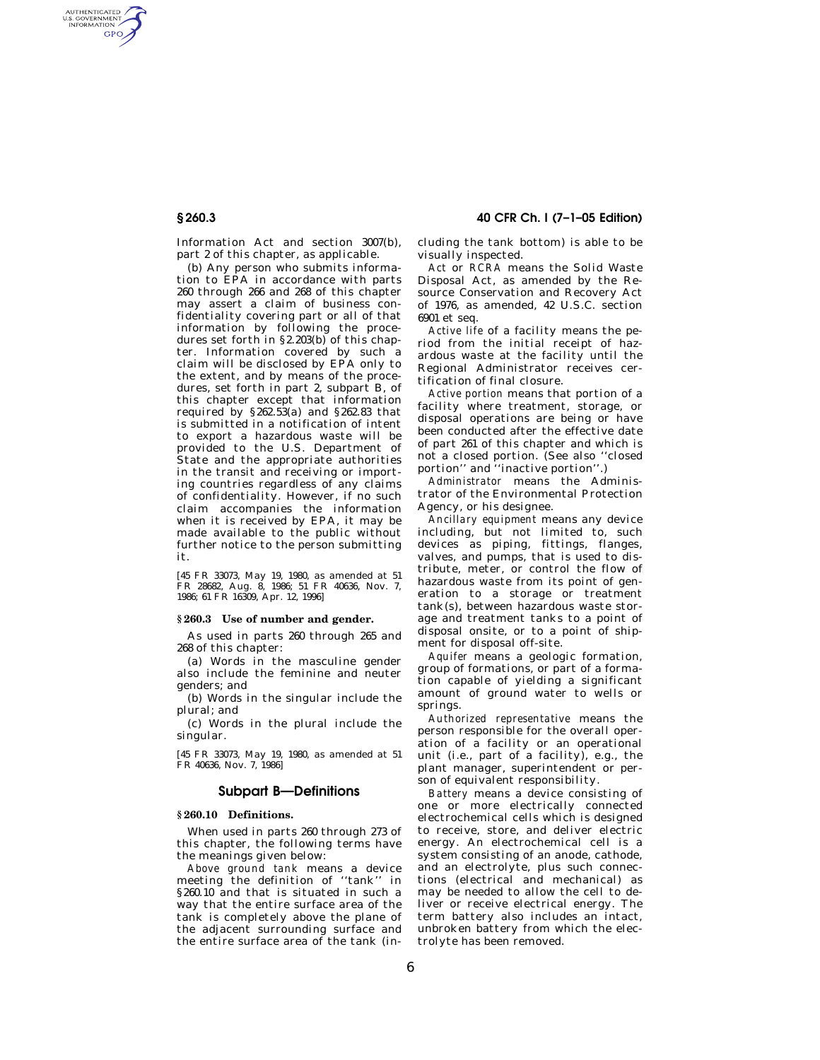Information Act and section 3007(b), part 2 of this chapter, as applicable.

(b) Any person who submits information to EPA in accordance with parts 260 through 266 and 268 of this chapter may assert a claim of business confidentiality covering part or all of that information by following the procedures set forth in §2.203(b) of this chapter. Information covered by such a claim will be disclosed by EPA only to the extent, and by means of the procedures, set forth in part 2, subpart B, of this chapter except that information required by §262.53(a) and §262.83 that is submitted in a notification of intent to export a hazardous waste will be provided to the U.S. Department of State and the appropriate authorities in the transit and receiving or importing countries regardless of any claims of confidentiality. However, if no such claim accompanies the information when it is received by EPA, it may be made available to the public without further notice to the person submitting it.

[45 FR 33073, May 19, 1980, as amended at 51 FR 28682, Aug. 8, 1986; 51 FR 40636, Nov. 7, 1986; 61 FR 16309, Apr. 12, 1996]

### §260.3 Use of number and gender.

As used in parts 260 through 265 and 268 of this chapter:

(a) Words in the masculine gender also include the feminine and neuter genders; and

(b) Words in the singular include the plural; and

(c) Words in the plural include the singular.

[45 FR 33073, May 19, 1980, as amended at 51 FR 40636, Nov. 7, 1986]

## Subpart B—Definitions

### §260.10 Definitions.

When used in parts 260 through 273 of this chapter, the following terms have the meanings given below:

*Above ground tank* means a device meeting the definition of ''tank'' in §260.10 and that is situated in such a way that the entire surface area of the tank is completely above the plane of the adjacent surrounding surface and the entire surface area of the tank (including the tank bottom) is able to be visually inspected.

*Act* or *RCRA* means the Solid Waste Disposal Act, as amended by the Resource Conservation and Recovery Act of 1976, as amended, 42 U.S.C. section 6901 et seq.

*Active life* of a facility means the period from the initial receipt of hazardous waste at the facility until the Regional Administrator receives certification of final closure.

*Active portion* means that portion of a facility where treatment, storage, or disposal operations are being or have been conducted after the effective date of part 261 of this chapter and which is not a closed portion. (See also ''closed portion'' and ''inactive portion''.)

*Administrator* means the Administrator of the Environmental Protection Agency, or his designee.

*Ancillary equipment* means any device including, but not limited to, such devices as piping, fittings, flanges, valves, and pumps, that is used to distribute, meter, or control the flow of hazardous waste from its point of generation to a storage or treatment tank(s), between hazardous waste storage and treatment tanks to a point of disposal onsite, or to a point of shipment for disposal off-site.

*Aquifer* means a geologic formation, group of formations, or part of a formation capable of yielding a significant amount of ground water to wells or springs.

*Authorized representative* means the person responsible for the overall operation of a facility or an operational unit (i.e., part of a facility), e.g., the plant manager, superintendent or person of equivalent responsibility.

*Battery* means a device consisting of one or more electrically connected electrochemical cells which is designed to receive, store, and deliver electric energy. An electrochemical cell is a system consisting of an anode, cathode, and an electrolyte, plus such connections (electrical and mechanical) as may be needed to allow the cell to deliver or receive electrical energy. The term battery also includes an intact, unbroken battery from which the electrolyte has been removed.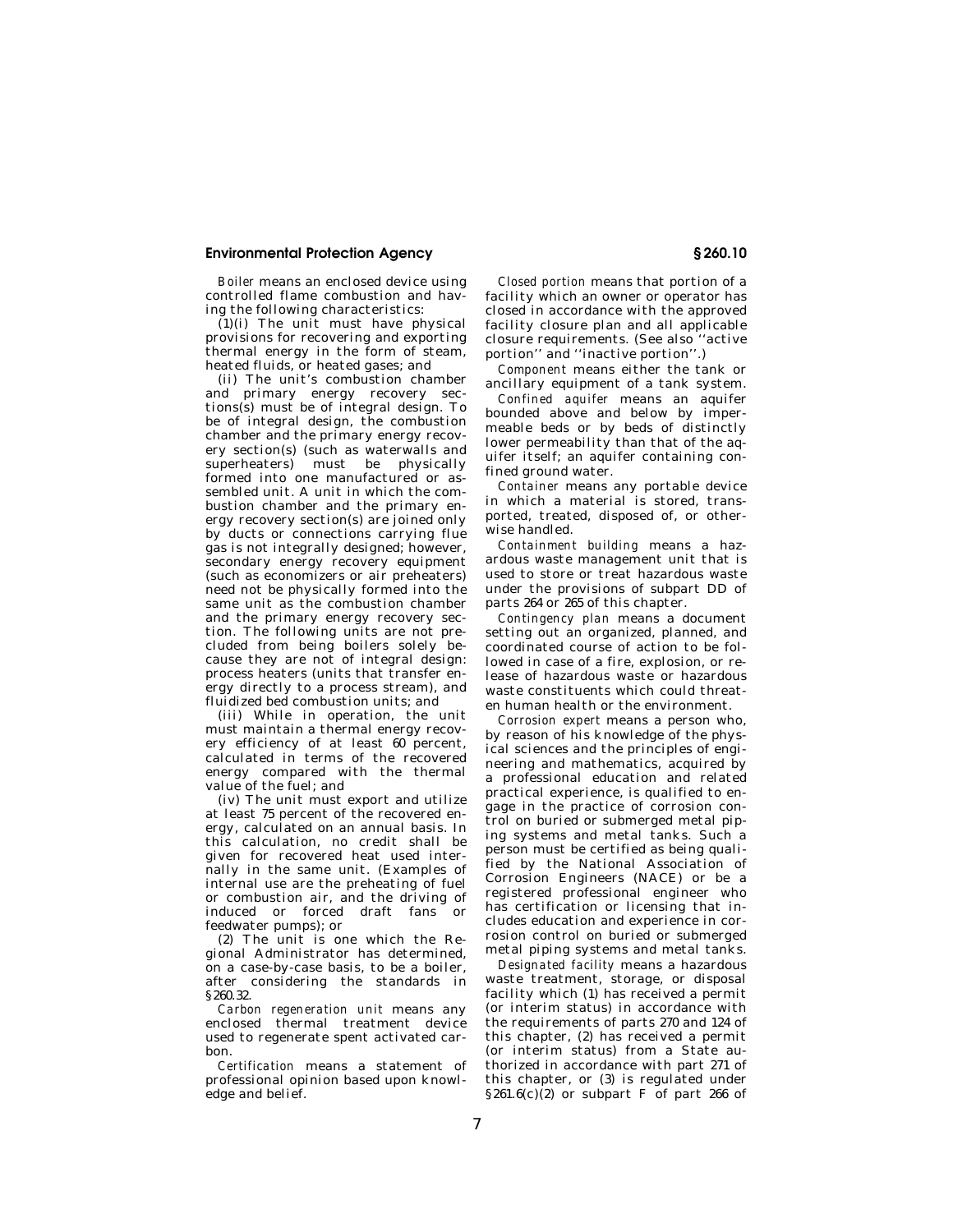*Boiler* means an enclosed device using controlled flame combustion and having the following characteristics:

(1)(i) The unit must have physical provisions for recovering and exporting thermal energy in the form of steam, heated fluids, or heated gases; and

(ii) The unit's combustion chamber and primary energy recovery sections(s) must be of integral design. To be of integral design, the combustion chamber and the primary energy recovery section(s) (such as waterwalls and superheaters) must be physically formed into one manufactured or assembled unit. A unit in which the combustion chamber and the primary energy recovery section(s) are joined only by ducts or connections carrying flue gas is not integrally designed; however, secondary energy recovery equipment (such as economizers or air preheaters) need not be physically formed into the same unit as the combustion chamber and the primary energy recovery section. The following units are not precluded from being boilers solely because they are not of integral design: process heaters (units that transfer energy directly to a process stream), and fluidized bed combustion units; and

(iii) While in operation, the unit must maintain a thermal energy recovery efficiency of at least 60 percent, calculated in terms of the recovered energy compared with the thermal value of the fuel; and

(iv) The unit must export and utilize at least 75 percent of the recovered energy, calculated on an annual basis. In this calculation, no credit shall be given for recovered heat used internally in the same unit. (Examples of internal use are the preheating of fuel or combustion air, and the driving of induced or forced draft fans or feedwater pumps); or

(2) The unit is one which the Regional Administrator has determined, on a case-by-case basis, to be a boiler, after considering the standards in §260.32.

*Carbon regeneration unit* means any enclosed thermal treatment device used to regenerate spent activated carbon.

*Certification* means a statement of professional opinion based upon knowledge and belief.

*Closed portion* means that portion of a facility which an owner or operator has closed in accordance with the approved facility closure plan and all applicable closure requirements. (See also "active portion" and "inactive portion".)

*Component* means either the tank or ancillary equipment of a tank system.

*Confined aquifer* means an aquifer bounded above and below by impermeable beds or by beds of distinctly lower permeability than that of the aquifer itself; an aquifer containing confined ground water.

*Container* means any portable device in which a material is stored, transported, treated, disposed of, or otherwise handled.

*Containment building* means a hazardous waste management unit that is used to store or treat hazardous waste under the provisions of subpart DD of parts 264 or 265 of this chapter.

*Contingency plan* means a document setting out an organized, planned, and coordinated course of action to be followed in case of a fire, explosion, or release of hazardous waste or hazardous waste constituents which could threaten human health or the environment.

*Corrosion expert* means a person who, by reason of his knowledge of the physical sciences and the principles of engineering and mathematics, acquired by a professional education and related practical experience, is qualified to engage in the practice of corrosion control on buried or submerged metal piping systems and metal tanks. Such a person must be certified as being qualified by the National Association of Corrosion Engineers (NACE) or be a registered professional engineer who has certification or licensing that includes education and experience in corrosion control on buried or submerged metal piping systems and metal tanks.

*Designated facility* means a hazardous waste treatment, storage, or disposal facility which (1) has received a permit (or interim status) in accordance with the requirements of parts 270 and 124 of this chapter, (2) has received a permit (or interim status) from a State authorized in accordance with part 271 of this chapter, or (3) is regulated under §261.6(c)(2) or subpart F of part 266 of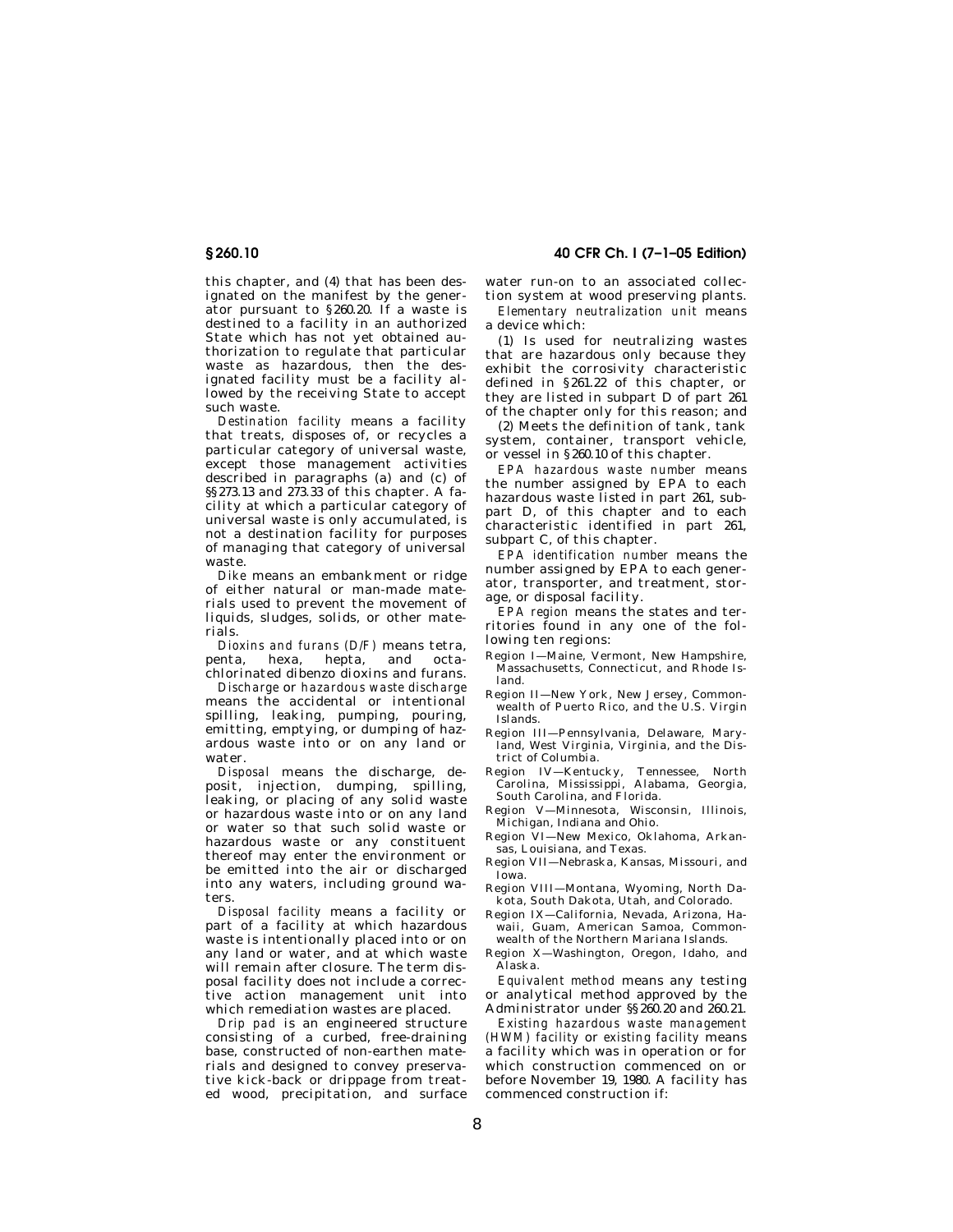this chapter, and (4) that has been designated on the manifest by the generator pursuant to §260.20. If a waste is destined to a facility in an authorized State which has not yet obtained authorization to regulate that particular waste as hazardous, then the designated facility must be a facility allowed by the receiving State to accept such waste.

*Destination facility* means a facility that treats, disposes of, or recycles a particular category of universal waste, except those management activities described in paragraphs (a) and (c) of §§273.13 and 273.33 of this chapter. A facility at which a particular category of universal waste is only accumulated, is not a destination facility for purposes of managing that category of universal waste.

*Dike* means an embankment or ridge of either natural or man-made materials used to prevent the movement of liquids, sludges, solids, or other materials.

*Dioxins and furans (D/F)* means tetra, penta, hexa, hepta, and octa-chlorinated dibenzo dioxins and furans.

*Discharge* or *hazardous waste discharge* means the accidental or intentional spilling, leaking, pumping, pouring, emitting, emptying, or dumping of hazardous waste into or on any land or water.

*Disposal* means the discharge, deposit, injection, dumping, spilling, leaking, or placing of any solid waste or hazardous waste into or on any land or water so that such solid waste or hazardous waste or any constituent thereof may enter the environment or be emitted into the air or discharged into any waters, including ground waters.

*Disposal facility* means a facility or part of a facility at which hazardous waste is intentionally placed into or on any land or water, and at which waste will remain after closure. The term disposal facility does not include a corrective action management unit into which remediation wastes are placed.

*Drip pad* is an engineered structure consisting of a curbed, free-draining base, constructed of non-earthen materials and designed to convey preservative kick-back or drippage from treated wood, precipitation, and surface water run-on to an associated collection system at wood preserving plants.

*Elementary neutralization unit* means a device which:

(1) Is used for neutralizing wastes that are hazardous only because they exhibit the corrosivity characteristic defined in §261.22 of this chapter, or they are listed in subpart D of part 261 of the chapter only for this reason; and

(2) Meets the definition of tank, tank system, container, transport vehicle, or vessel in §260.10 of this chapter.

*EPA hazardous waste number* means the number assigned by EPA to each hazardous waste listed in part 261, subpart D, of this chapter and to each characteristic identified in part 261, subpart C, of this chapter.

*EPA identification number* means the number assigned by EPA to each generator, transporter, and treatment, storage, or disposal facility.

*EPA region* means the states and territories found in any one of the following ten regions:

Region I—Maine, Vermont, New Hampshire, Massachusetts, Connecticut, and Rhode Island.

Region II—New York, New Jersey, Commonwealth of Puerto Rico, and the U.S. Virgin Islands.

Region III—Pennsylvania, Delaware, Maryland, West Virginia, Virginia, and the District of Columbia.

Region IV—Kentucky, Tennessee, North Carolina, Mississippi, Alabama, Georgia, South Carolina, and Florida.

Region V—Minnesota, Wisconsin, Illinois, Michigan, Indiana and Ohio.

Region VI—New Mexico, Oklahoma, Arkansas, Louisiana, and Texas.

Region VII—Nebraska, Kansas, Missouri, and Iowa.

Region VIII—Montana, Wyoming, North Dakota, South Dakota, Utah, and Colorado.

Region IX—California, Nevada, Arizona, Hawaii, Guam, American Samoa, Commonwealth of the Northern Mariana Islands.

Region X—Washington, Oregon, Idaho, and Alaska.

*Equivalent method* means any testing or analytical method approved by the Administrator under §§260.20 and 260.21.

*Existing hazardous waste management (HWM) facility* or *existing facility* means a facility which was in operation or for which construction commenced on or before November 19, 1980. A facility has commenced construction if: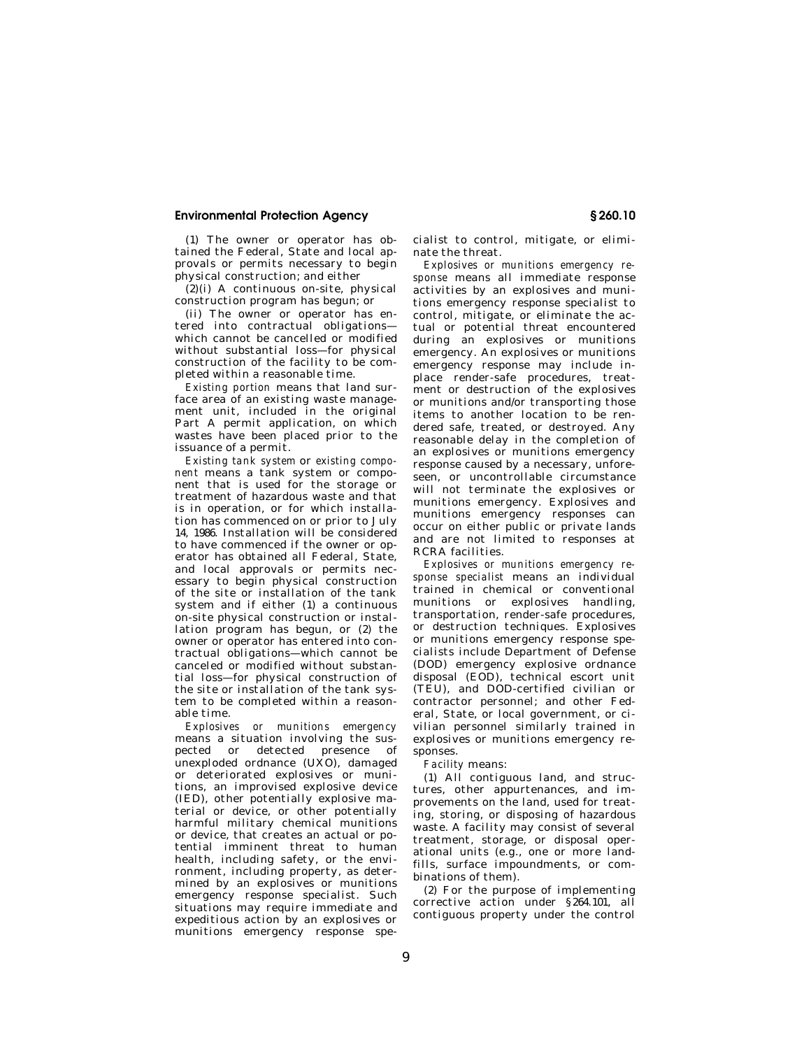(1) The owner or operator has obtained the Federal, State and local approvals or permits necessary to begin physical construction; and either

(2)(i) A continuous on-site, physical construction program has begun; or

(ii) The owner or operator has entered into contractual obligations—which cannot be cancelled or modified without substantial loss—for physical construction of the facility to be completed within a reasonable time.

*Existing portion* means that land surface area of an existing waste management unit, included in the original Part A permit application, on which wastes have been placed prior to the issuance of a permit.

*Existing tank system* or *existing component* means a tank system or component that is used for the storage or treatment of hazardous waste and that is in operation, or for which installation has commenced on or prior to July 14, 1986. Installation will be considered to have commenced if the owner or operator has obtained all Federal, State, and local approvals or permits necessary to begin physical construction of the site or installation of the tank system and if either (1) a continuous on-site physical construction or installation program has begun, or (2) the owner or operator has entered into contractual obligations—which cannot be canceled or modified without substantial loss—for physical construction of the site or installation of the tank system to be completed within a reasonable time.

*Explosives or munitions emergency* means a situation involving the suspected or detected presence of unexploded ordnance (UXO), damaged or deteriorated explosives or munitions, an improvised explosive device (IED), other potentially explosive material or device, or other potentially harmful military chemical munitions or device, that creates an actual or potential imminent threat to human health, including safety, or the environment, including property, as determined by an explosives or munitions emergency response specialist. Such situations may require immediate and expeditious action by an explosives or munitions emergency response specialist to control, mitigate, or eliminate the threat.

*Explosives or munitions emergency response* means all immediate response activities by an explosives and munitions emergency response specialist to control, mitigate, or eliminate the actual or potential threat encountered during an explosives or munitions emergency. An explosives or munitions emergency response may include in-place render-safe procedures, treatment or destruction of the explosives or munitions and/or transporting those items to another location to be rendered safe, treated, or destroyed. Any reasonable delay in the completion of an explosives or munitions emergency response caused by a necessary, unforeseen, or uncontrollable circumstance will not terminate the explosives or munitions emergency. Explosives and munitions emergency responses can occur on either public or private lands and are not limited to responses at RCRA facilities.

*Explosives or munitions emergency response specialist* means an individual trained in chemical or conventional munitions or explosives handling, transportation, render-safe procedures, or destruction techniques. Explosives or munitions emergency response specialists include Department of Defense (DOD) emergency explosive ordnance disposal (EOD), technical escort unit (TEU), and DOD-certified civilian or contractor personnel; and other Federal, State, or local government, or civilian personnel similarly trained in explosives or munitions emergency responses.

*Facility* means:

(1) All contiguous land, and structures, other appurtenances, and improvements on the land, used for treating, storing, or disposing of hazardous waste. A facility may consist of several treatment, storage, or disposal operational units (e.g., one or more landfills, surface impoundments, or combinations of them).

(2) For the purpose of implementing corrective action under §264.101, all contiguous property under the control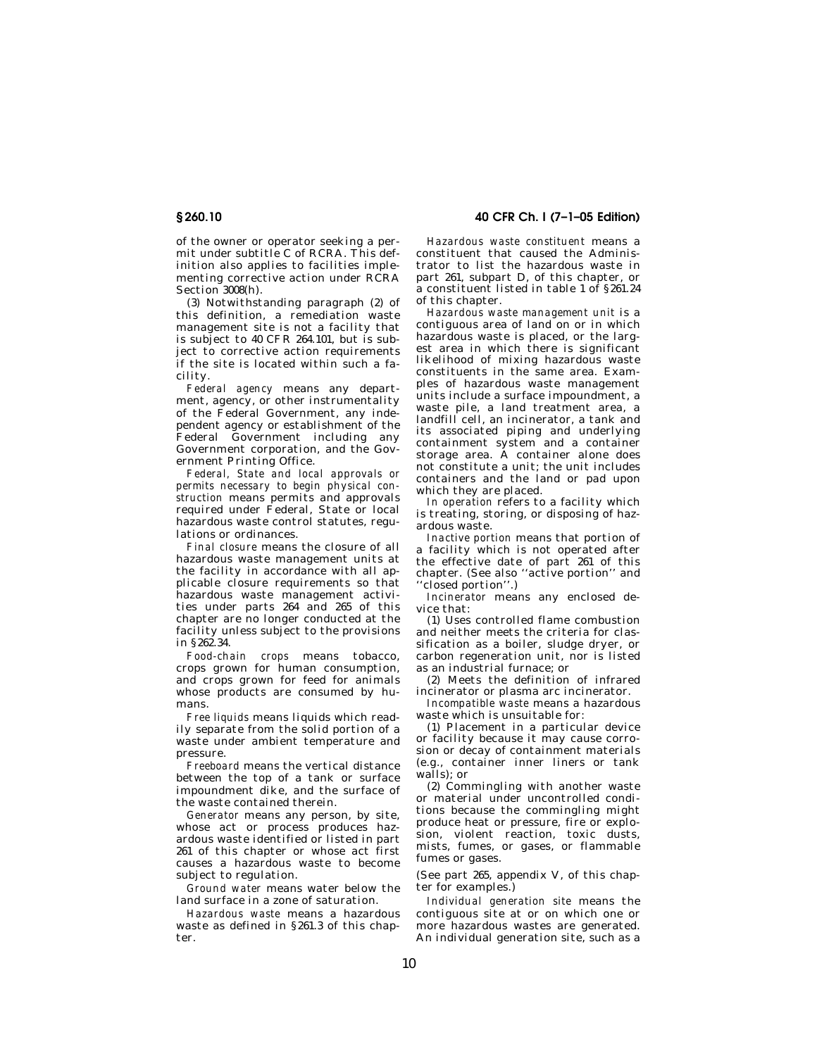of the owner or operator seeking a permit under subtitle C of RCRA. This definition also applies to facilities implementing corrective action under RCRA Section 3008(h).

(3) Notwithstanding paragraph (2) of this definition, a remediation waste management site is not a facility that is subject to 40 CFR 264.101, but is subject to corrective action requirements if the site is located within such a facility.

*Federal agency* means any department, agency, or other instrumentality of the Federal Government, any independent agency or establishment of the Federal Government including any Government corporation, and the Government Printing Office.

*Federal, State and local approvals or permits necessary to begin physical construction* means permits and approvals required under Federal, State or local hazardous waste control statutes, regulations or ordinances.

*Final closure* means the closure of all hazardous waste management units at the facility in accordance with all applicable closure requirements so that hazardous waste management activities under parts 264 and 265 of this chapter are no longer conducted at the facility unless subject to the provisions in §262.34.

*Food-chain crops* means tobacco, crops grown for human consumption, and crops grown for feed for animals whose products are consumed by humans.

*Free liquids* means liquids which readily separate from the solid portion of a waste under ambient temperature and pressure.

*Freeboard* means the vertical distance between the top of a tank or surface impoundment dike, and the surface of the waste contained therein.

*Generator* means any person, by site, whose act or process produces hazardous waste identified or listed in part 261 of this chapter or whose act first causes a hazardous waste to become subject to regulation.

*Ground water* means water below the land surface in a zone of saturation.

*Hazardous waste* means a hazardous waste as defined in §261.3 of this chapter.

*Hazardous waste constituent* means a constituent that caused the Administrator to list the hazardous waste in part 261, subpart D, of this chapter, or a constituent listed in table 1 of §261.24 of this chapter.

*Hazardous waste management unit* is a contiguous area of land on or in which hazardous waste is placed, or the largest area in which there is significant likelihood of mixing hazardous waste constituents in the same area. Examples of hazardous waste management units include a surface impoundment, a waste pile, a land treatment area, a landfill cell, an incinerator, a tank and its associated piping and underlying containment system and a container storage area. A container alone does not constitute a unit; the unit includes containers and the land or pad upon which they are placed.

*In operation* refers to a facility which is treating, storing, or disposing of hazardous waste.

*Inactive portion* means that portion of a facility which is not operated after the effective date of part 261 of this chapter. (See also "active portion" and "closed portion".)

*Incinerator* means any enclosed device that:

(1) Uses controlled flame combustion and neither meets the criteria for classification as a boiler, sludge dryer, or carbon regeneration unit, nor is listed as an industrial furnace; or

(2) Meets the definition of infrared incinerator or plasma arc incinerator.

*Incompatible waste* means a hazardous waste which is unsuitable for:

(1) Placement in a particular device or facility because it may cause corrosion or decay of containment materials (e.g., container inner liners or tank walls); or

(2) Commingling with another waste or material under uncontrolled conditions because the commingling might produce heat or pressure, fire or explosion, violent reaction, toxic dusts, mists, fumes, or gases, or flammable fumes or gases.

(See part 265, appendix V, of this chapter for examples.)

*Individual generation site* means the contiguous site at or on which one or more hazardous wastes are generated. An individual generation site, such as a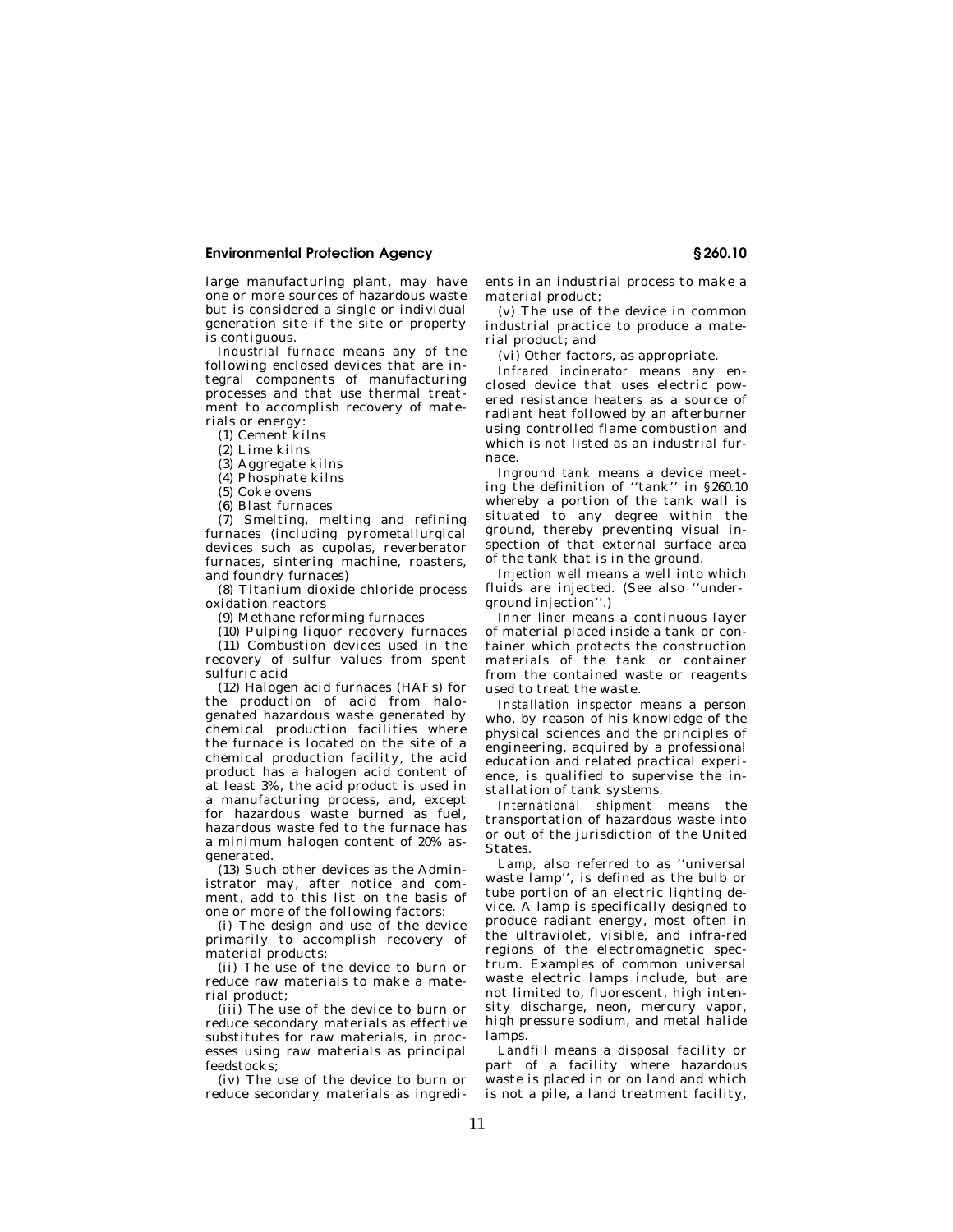large manufacturing plant, may have one or more sources of hazardous waste but is considered a single or individual generation site if the site or property is contiguous.

*Industrial furnace* means any of the following enclosed devices that are integral components of manufacturing processes and that use thermal treatment to accomplish recovery of materials or energy:

(1) Cement kilns

(2) Lime kilns

(3) Aggregate kilns

(4) Phosphate kilns

(5) Coke ovens

(6) Blast furnaces

(7) Smelting, melting and refining furnaces (including pyrometallurgical devices such as cupolas, reverberator furnaces, sintering machine, roasters, and foundry furnaces)

(8) Titanium dioxide chloride process oxidation reactors

(9) Methane reforming furnaces

(10) Pulping liquor recovery furnaces

(11) Combustion devices used in the recovery of sulfur values from spent sulfuric acid

(12) Halogen acid furnaces (HAFs) for the production of acid from halogenated hazardous waste generated by chemical production facilities where the furnace is located on the site of a chemical production facility, the acid product has a halogen acid content of at least 3%, the acid product is used in a manufacturing process, and, except for hazardous waste burned as fuel, hazardous waste fed to the furnace has a minimum halogen content of 20% as-generated.

(13) Such other devices as the Administrator may, after notice and comment, add to this list on the basis of one or more of the following factors:

(i) The design and use of the device primarily to accomplish recovery of material products;

(ii) The use of the device to burn or reduce raw materials to make a material product;

(iii) The use of the device to burn or reduce secondary materials as effective substitutes for raw materials, in processes using raw materials as principal feedstocks;

(iv) The use of the device to burn or reduce secondary materials as ingredients in an industrial process to make a material product;

(v) The use of the device in common industrial practice to produce a material product; and

(vi) Other factors, as appropriate.

*Infrared incinerator* means any enclosed device that uses electric powered resistance heaters as a source of radiant heat followed by an afterburner using controlled flame combustion and which is not listed as an industrial furnace.

*Inground tank* means a device meeting the definition of "tank" in §260.10 whereby a portion of the tank wall is situated to any degree within the ground, thereby preventing visual inspection of that external surface area of the tank that is in the ground.

*Injection well* means a well into which fluids are injected. (See also "underground injection".)

*Inner liner* means a continuous layer of material placed inside a tank or container which protects the construction materials of the tank or container from the contained waste or reagents used to treat the waste.

*Installation inspector* means a person who, by reason of his knowledge of the physical sciences and the principles of engineering, acquired by a professional education and related practical experience, is qualified to supervise the installation of tank systems.

*International shipment* means the transportation of hazardous waste into or out of the jurisdiction of the United States.

*Lamp,* also referred to as "universal waste lamp", is defined as the bulb or tube portion of an electric lighting device. A lamp is specifically designed to produce radiant energy, most often in the ultraviolet, visible, and infra-red regions of the electromagnetic spectrum. Examples of common universal waste electric lamps include, but are not limited to, fluorescent, high intensity discharge, neon, mercury vapor, high pressure sodium, and metal halide lamps.

*Landfill* means a disposal facility or part of a facility where hazardous waste is placed in or on land and which is not a pile, a land treatment facility,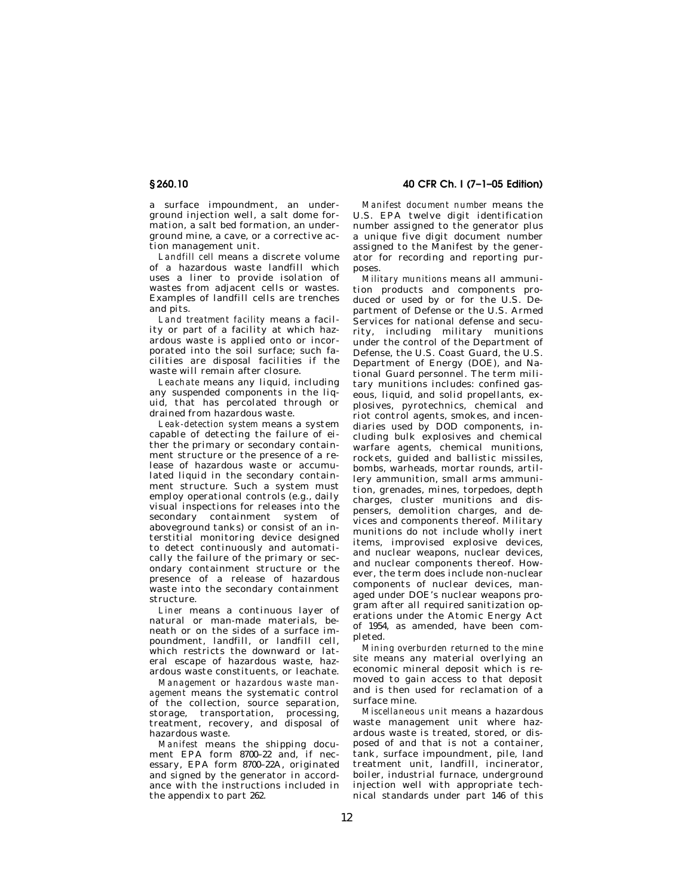a surface impoundment, an underground injection well, a salt dome formation, a salt bed formation, an underground mine, a cave, or a corrective action management unit.

*Landfill cell* means a discrete volume of a hazardous waste landfill which uses a liner to provide isolation of wastes from adjacent cells or wastes. Examples of landfill cells are trenches and pits.

*Land treatment facility* means a facility or part of a facility at which hazardous waste is applied onto or incorporated into the soil surface; such facilities are disposal facilities if the waste will remain after closure.

*Leachate* means any liquid, including any suspended components in the liquid, that has percolated through or drained from hazardous waste.

*Leak-detection system* means a system capable of detecting the failure of either the primary or secondary containment structure or the presence of a release of hazardous waste or accumulated liquid in the secondary containment structure. Such a system must employ operational controls (e.g., daily visual inspections for releases into the secondary containment system of aboveground tanks) or consist of an interstitial monitoring device designed to detect continuously and automatically the failure of the primary or secondary containment structure or the presence of a release of hazardous waste into the secondary containment structure.

*Liner* means a continuous layer of natural or man-made materials, beneath or on the sides of a surface impoundment, landfill, or landfill cell, which restricts the downward or lateral escape of hazardous waste, hazardous waste constituents, or leachate.

*Management* or *hazardous waste management* means the systematic control of the collection, source separation, storage, transportation, processing, treatment, recovery, and disposal of hazardous waste.

*Manifest* means the shipping document EPA form 8700–22 and, if necessary, EPA form 8700–22A, originated and signed by the generator in accordance with the instructions included in the appendix to part 262.

*Manifest document number* means the U.S. EPA twelve digit identification number assigned to the generator plus a unique five digit document number assigned to the Manifest by the generator for recording and reporting purposes.

*Military munitions* means all ammunition products and components produced or used by or for the U.S. Department of Defense or the U.S. Armed Services for national defense and security, including military munitions under the control of the Department of Defense, the U.S. Coast Guard, the U.S. Department of Energy (DOE), and National Guard personnel. The term military munitions includes: confined gaseous, liquid, and solid propellants, explosives, pyrotechnics, chemical and riot control agents, smokes, and incendiaries used by DOD components, including bulk explosives and chemical warfare agents, chemical munitions, rockets, guided and ballistic missiles, bombs, warheads, mortar rounds, artillery ammunition, small arms ammunition, grenades, mines, torpedoes, depth charges, cluster munitions and dispensers, demolition charges, and devices and components thereof. Military munitions do not include wholly inert items, improvised explosive devices, and nuclear weapons, nuclear devices, and nuclear components thereof. However, the term does include non-nuclear components of nuclear devices, managed under DOE's nuclear weapons program after all required sanitization operations under the Atomic Energy Act of 1954, as amended, have been completed.

*Mining overburden returned to the mine site* means any material overlying an economic mineral deposit which is removed to gain access to that deposit and is then used for reclamation of a surface mine.

*Miscellaneous unit* means a hazardous waste management unit where hazardous waste is treated, stored, or disposed of and that is not a container, tank, surface impoundment, pile, land treatment unit, landfill, incinerator, boiler, industrial furnace, underground injection well with appropriate technical standards under part 146 of this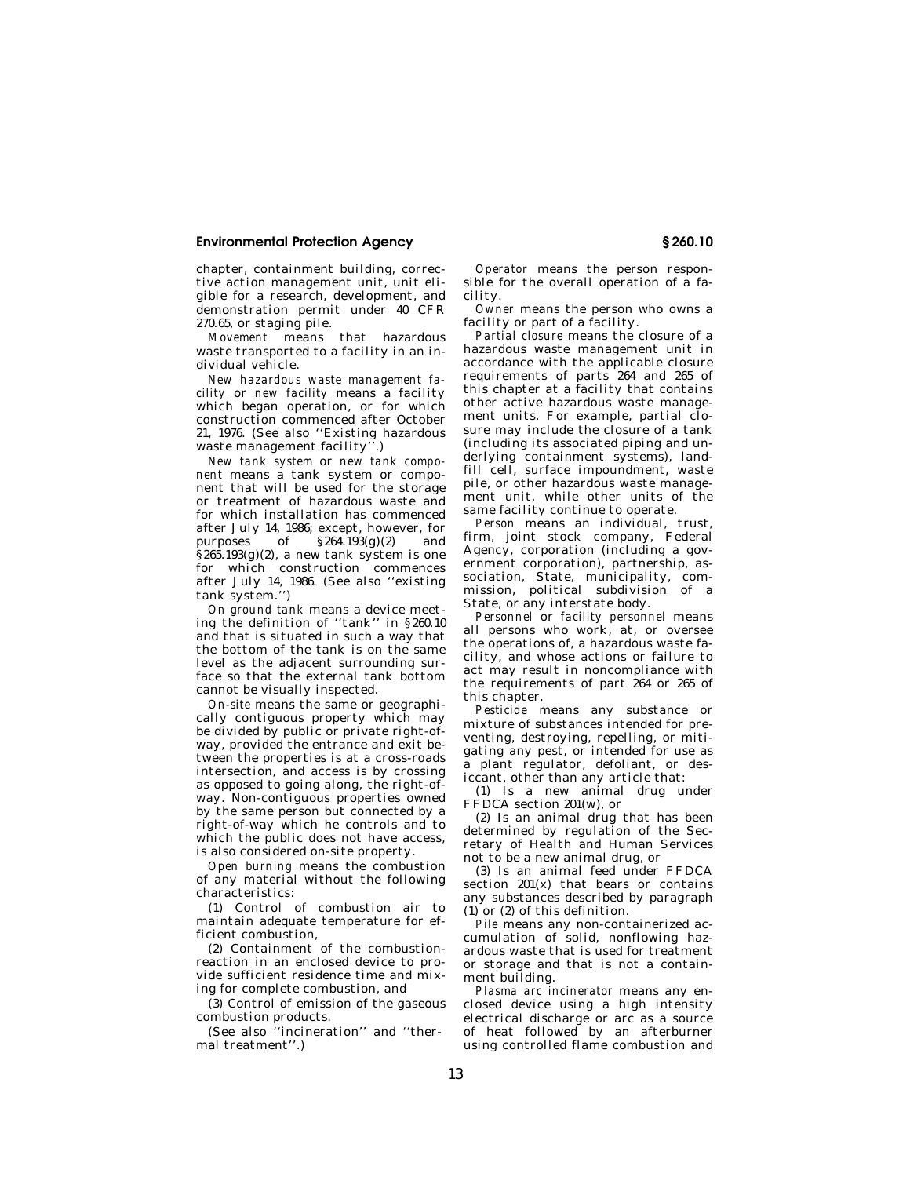chapter, containment building, corrective action management unit, unit eligible for a research, development, and demonstration permit under 40 CFR 270.65, or staging pile.

*Movement* means that hazardous waste transported to a facility in an individual vehicle.

*New hazardous waste management facility* or *new facility* means a facility which began operation, or for which construction commenced after October 21, 1976. (See also ''Existing hazardous waste management facility''.)

*New tank system* or *new tank component* means a tank system or component that will be used for the storage or treatment of hazardous waste and for which installation has commenced after July 14, 1986; except, however, for purposes of §264.193(g)(2) and §265.193(g)(2), a new tank system is one for which construction commences after July 14, 1986. (See also ''existing tank system.'')

*On ground tank* means a device meeting the definition of ''tank'' in §260.10 and that is situated in such a way that the bottom of the tank is on the same level as the adjacent surrounding surface so that the external tank bottom cannot be visually inspected.

*On-site* means the same or geographically contiguous property which may be divided by public or private right-of-way, provided the entrance and exit between the properties is at a cross-roads intersection, and access is by crossing as opposed to going along, the right-of-way. Non-contiguous properties owned by the same person but connected by a right-of-way which he controls and to which the public does not have access, is also considered on-site property.

*Open burning* means the combustion of any material without the following characteristics:

(1) Control of combustion air to maintain adequate temperature for efficient combustion,

(2) Containment of the combustion-reaction in an enclosed device to provide sufficient residence time and mixing for complete combustion, and

(3) Control of emission of the gaseous combustion products.

(See also ''incineration'' and ''thermal treatment''.)

*Operator* means the person responsible for the overall operation of a facility.

*Owner* means the person who owns a facility or part of a facility.

*Partial closure* means the closure of a hazardous waste management unit in accordance with the applicable closure requirements of parts 264 and 265 of this chapter at a facility that contains other active hazardous waste management units. For example, partial closure may include the closure of a tank (including its associated piping and underlying containment systems), landfill cell, surface impoundment, waste pile, or other hazardous waste management unit, while other units of the same facility continue to operate.

*Person* means an individual, trust, firm, joint stock company, Federal Agency, corporation (including a government corporation), partnership, association, State, municipality, commission, political subdivision of a State, or any interstate body.

*Personnel* or *facility personnel* means all persons who work, at, or oversee the operations of, a hazardous waste facility, and whose actions or failure to act may result in noncompliance with the requirements of part 264 or 265 of this chapter.

*Pesticide* means any substance or mixture of substances intended for preventing, destroying, repelling, or mitigating any pest, or intended for use as a plant regulator, defoliant, or desiccant, other than any article that:

(1) Is a new animal drug under FFDCA section 201(w), or

(2) Is an animal drug that has been determined by regulation of the Secretary of Health and Human Services not to be a new animal drug, or

(3) Is an animal feed under FFDCA section 201(x) that bears or contains any substances described by paragraph (1) or (2) of this definition.

*Pile* means any non-containerized accumulation of solid, nonflowing hazardous waste that is used for treatment or storage and that is not a containment building.

*Plasma arc incinerator* means any enclosed device using a high intensity electrical discharge or arc as a source of heat followed by an afterburner using controlled flame combustion and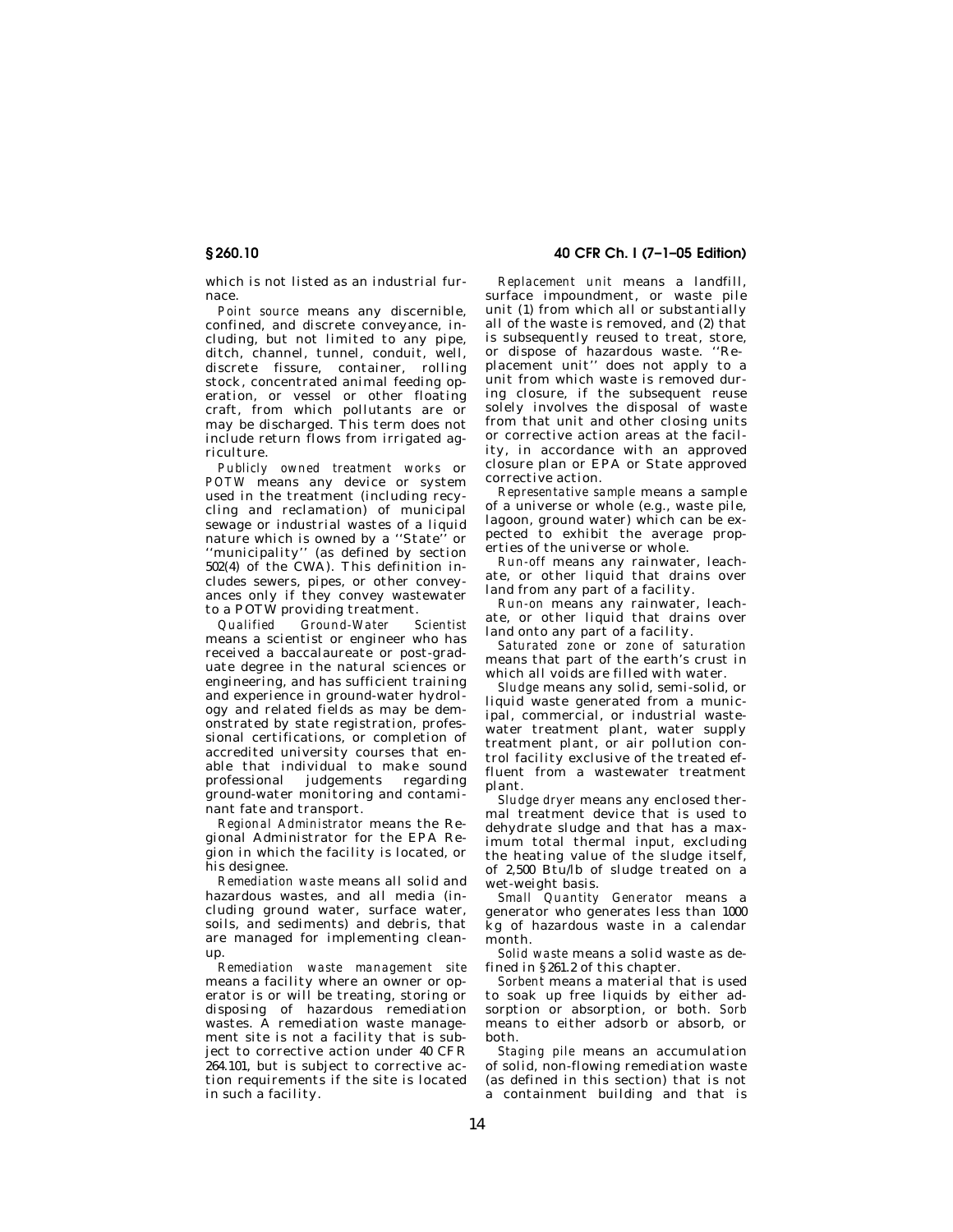which is not listed as an industrial furnace.

*Point source* means any discernible, confined, and discrete conveyance, including, but not limited to any pipe, ditch, channel, tunnel, conduit, well, discrete fissure, container, rolling stock, concentrated animal feeding operation, or vessel or other floating craft, from which pollutants are or may be discharged. This term does not include return flows from irrigated agriculture.

*Publicly owned treatment works* or *POTW* means any device or system used in the treatment (including recycling and reclamation) of municipal sewage or industrial wastes of a liquid nature which is owned by a ''State'' or ''municipality'' (as defined by section 502(4) of the CWA). This definition includes sewers, pipes, or other conveyances only if they convey wastewater to a POTW providing treatment.

*Qualified Ground-Water Scientist* means a scientist or engineer who has received a baccalaureate or post-graduate degree in the natural sciences or engineering, and has sufficient training and experience in ground-water hydrology and related fields as may be demonstrated by state registration, professional certifications, or completion of accredited university courses that enable that individual to make sound professional judgements regarding ground-water monitoring and contaminant fate and transport.

*Regional Administrator* means the Regional Administrator for the EPA Region in which the facility is located, or his designee.

*Remediation waste* means all solid and hazardous wastes, and all media (including ground water, surface water, soils, and sediments) and debris, that are managed for implementing cleanup.

*Remediation waste management site* means a facility where an owner or operator is or will be treating, storing or disposing of hazardous remediation wastes. A remediation waste management site is not a facility that is subject to corrective action under 40 CFR 264.101, but is subject to corrective action requirements if the site is located in such a facility.

*Replacement unit* means a landfill, surface impoundment, or waste pile unit (1) from which all or substantially all of the waste is removed, and (2) that is subsequently reused to treat, store, or dispose of hazardous waste. ''Replacement unit'' does not apply to a unit from which waste is removed during closure, if the subsequent reuse solely involves the disposal of waste from that unit and other closing units or corrective action areas at the facility, in accordance with an approved closure plan or EPA or State approved corrective action.

*Representative sample* means a sample of a universe or whole (e.g., waste pile, lagoon, ground water) which can be expected to exhibit the average properties of the universe or whole.

*Run-off* means any rainwater, leachate, or other liquid that drains over land from any part of a facility.

*Run-on* means any rainwater, leachate, or other liquid that drains over land onto any part of a facility.

*Saturated zone* or *zone of saturation* means that part of the earth's crust in which all voids are filled with water.

*Sludge* means any solid, semi-solid, or liquid waste generated from a municipal, commercial, or industrial wastewater treatment plant, water supply treatment plant, or air pollution control facility exclusive of the treated effluent from a wastewater treatment plant.

*Sludge dryer* means any enclosed thermal treatment device that is used to dehydrate sludge and that has a maximum total thermal input, excluding the heating value of the sludge itself, of 2,500 Btu/lb of sludge treated on a wet-weight basis.

*Small Quantity Generator* means a generator who generates less than 1000 kg of hazardous waste in a calendar month.

*Solid waste* means a solid waste as defined in §261.2 of this chapter.

*Sorbent* means a material that is used to soak up free liquids by either adsorption or absorption, or both. *Sorb* means to either adsorb or absorb, or both.

*Staging pile* means an accumulation of solid, non-flowing remediation waste (as defined in this section) that is not a containment building and that is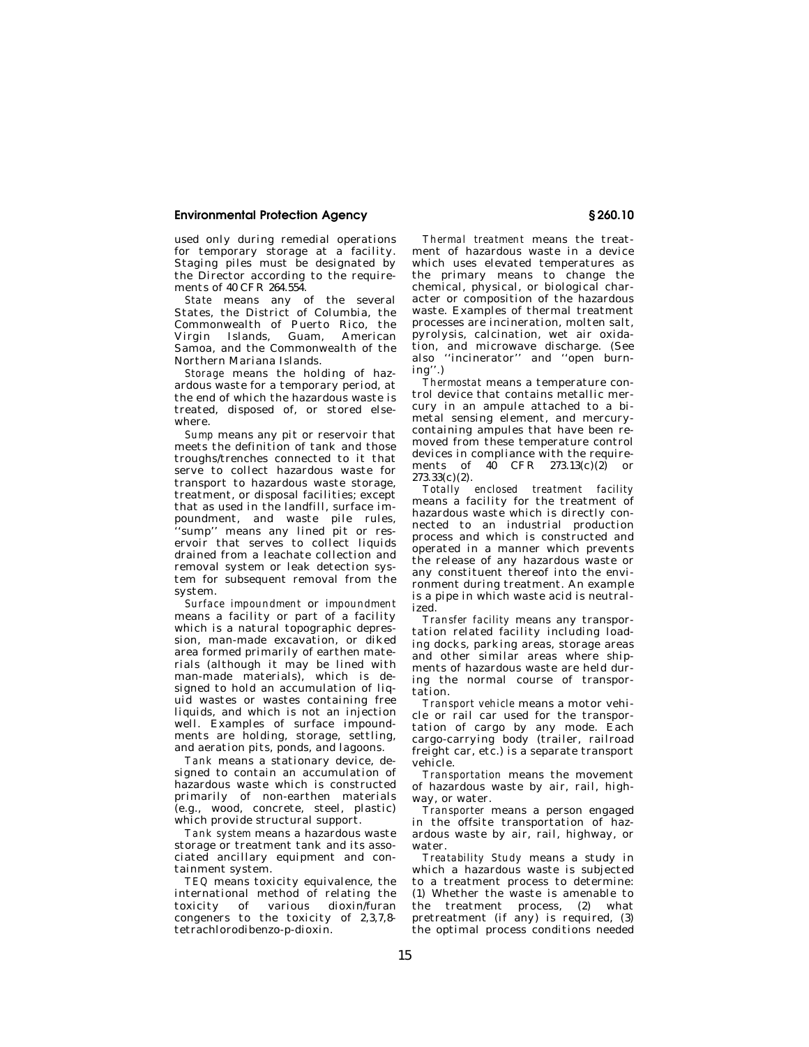used only during remedial operations for temporary storage at a facility. Staging piles must be designated by the Director according to the requirements of 40 CFR 264.554.

*State* means any of the several States, the District of Columbia, the Commonwealth of Puerto Rico, the Virgin Islands, Guam, American Samoa, and the Commonwealth of the Northern Mariana Islands.

*Storage* means the holding of hazardous waste for a temporary period, at the end of which the hazardous waste is treated, disposed of, or stored elsewhere.

*Sump* means any pit or reservoir that meets the definition of tank and those troughs/trenches connected to it that serve to collect hazardous waste for transport to hazardous waste storage, treatment, or disposal facilities; except that as used in the landfill, surface impoundment, and waste pile rules, ''sump'' means any lined pit or reservoir that serves to collect liquids drained from a leachate collection and removal system or leak detection system for subsequent removal from the system.

*Surface impoundment* or *impoundment* means a facility or part of a facility which is a natural topographic depression, man-made excavation, or diked area formed primarily of earthen materials (although it may be lined with man-made materials), which is designed to hold an accumulation of liquid wastes or wastes containing free liquids, and which is not an injection well. Examples of surface impoundments are holding, storage, settling, and aeration pits, ponds, and lagoons.

*Tank* means a stationary device, designed to contain an accumulation of hazardous waste which is constructed primarily of non-earthen materials (e.g., wood, concrete, steel, plastic) which provide structural support.

*Tank system* means a hazardous waste storage or treatment tank and its associated ancillary equipment and containment system.

*TEQ* means toxicity equivalence, the international method of relating the toxicity of various dioxin/furan congeners to the toxicity of 2,3,7,8-tetrachlorodibenzo-p-dioxin.

*Thermal treatment* means the treatment of hazardous waste in a device which uses elevated temperatures as the primary means to change the chemical, physical, or biological character or composition of the hazardous waste. Examples of thermal treatment processes are incineration, molten salt, pyrolysis, calcination, wet air oxidation, and microwave discharge. (See also ''incinerator'' and ''open burning''.)

*Thermostat* means a temperature control device that contains metallic mercury in an ampule attached to a bimetal sensing element, and mercury-containing ampules that have been removed from these temperature control devices in compliance with the requirements of 40 CFR 273.13(c)(2) or 273.33(c)(2).

*Totally enclosed treatment facility* means a facility for the treatment of hazardous waste which is directly connected to an industrial production process and which is constructed and operated in a manner which prevents the release of any hazardous waste or any constituent thereof into the environment during treatment. An example is a pipe in which waste acid is neutralized.

*Transfer facility* means any transportation related facility including loading docks, parking areas, storage areas and other similar areas where shipments of hazardous waste are held during the normal course of transportation.

*Transport vehicle* means a motor vehicle or rail car used for the transportation of cargo by any mode. Each cargo-carrying body (trailer, railroad freight car, etc.) is a separate transport vehicle.

*Transportation* means the movement of hazardous waste by air, rail, highway, or water.

*Transporter* means a person engaged in the offsite transportation of hazardous waste by air, rail, highway, or water.

*Treatability Study* means a study in which a hazardous waste is subjected to a treatment process to determine: (1) Whether the waste is amenable to the treatment process, (2) what pretreatment (if any) is required, (3) the optimal process conditions needed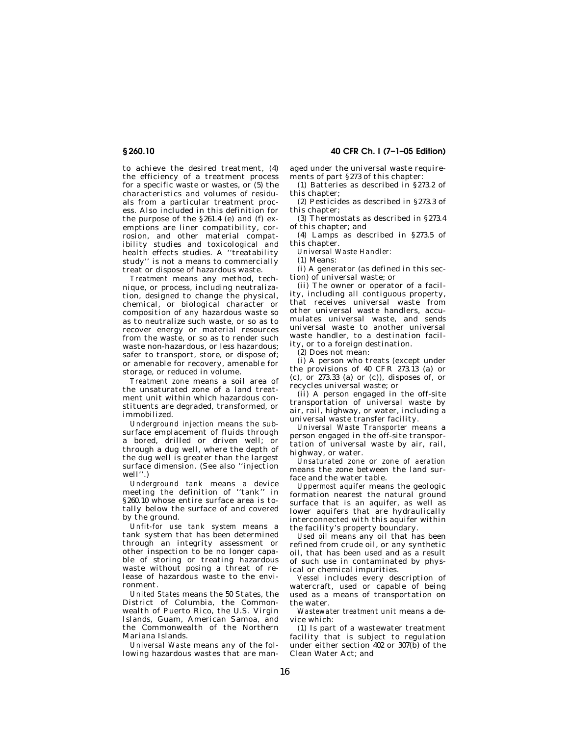to achieve the desired treatment, (4) the efficiency of a treatment process for a specific waste or wastes, or (5) the characteristics and volumes of residuals from a particular treatment process. Also included in this definition for the purpose of the §261.4 (e) and (f) exemptions are liner compatibility, corrosion, and other material compatibility studies and toxicological and health effects studies. A ''treatability study'' is not a means to commercially treat or dispose of hazardous waste.

*Treatment* means any method, technique, or process, including neutralization, designed to change the physical, chemical, or biological character or composition of any hazardous waste so as to neutralize such waste, or so as to recover energy or material resources from the waste, or so as to render such waste non-hazardous, or less hazardous; safer to transport, store, or dispose of; or amenable for recovery, amenable for storage, or reduced in volume.

*Treatment zone* means a soil area of the unsaturated zone of a land treatment unit within which hazardous constituents are degraded, transformed, or immobilized.

*Underground injection* means the subsurface emplacement of fluids through a bored, drilled or driven well; or through a dug well, where the depth of the dug well is greater than the largest surface dimension. (See also ''injection well''.)

*Underground tank* means a device meeting the definition of ''tank'' in §260.10 whose entire surface area is totally below the surface of and covered by the ground.

*Unfit-for use tank system* means a tank system that has been determined through an integrity assessment or other inspection to be no longer capable of storing or treating hazardous waste without posing a threat of release of hazardous waste to the environment.

*United States* means the 50 States, the District of Columbia, the Commonwealth of Puerto Rico, the U.S. Virgin Islands, Guam, American Samoa, and the Commonwealth of the Northern Mariana Islands.

*Universal Waste* means any of the following hazardous wastes that are managed under the universal waste requirements of part §273 of this chapter:

(1) Batteries as described in §273.2 of this chapter;

(2) Pesticides as described in §273.3 of this chapter;

(3) Thermostats as described in §273.4 of this chapter; and

(4) Lamps as described in §273.5 of this chapter.

*Universal Waste Handler:*

(1) Means:

(i) A generator (as defined in this section) of universal waste; or

(ii) The owner or operator of a facility, including all contiguous property, that receives universal waste from other universal waste handlers, accumulates universal waste, and sends universal waste to another universal waste handler, to a destination facility, or to a foreign destination.

(2) Does not mean:

(i) A person who treats (except under the provisions of 40 CFR 273.13 (a) or (c), or 273.33 (a) or (c)), disposes of, or recycles universal waste; or

(ii) A person engaged in the off-site transportation of universal waste by air, rail, highway, or water, including a universal waste transfer facility.

*Universal Waste Transporter* means a person engaged in the off-site transportation of universal waste by air, rail, highway, or water.

*Unsaturated zone* or *zone of aeration* means the zone between the land surface and the water table.

*Uppermost aquifer* means the geologic formation nearest the natural ground surface that is an aquifer, as well as lower aquifers that are hydraulically interconnected with this aquifer within the facility's property boundary.

*Used oil* means any oil that has been refined from crude oil, or any synthetic oil, that has been used and as a result of such use in contaminated by physical or chemical impurities.

*Vessel* includes every description of watercraft, used or capable of being used as a means of transportation on the water.

*Wastewater treatment unit* means a device which:

(1) Is part of a wastewater treatment facility that is subject to regulation under either section 402 or 307(b) of the Clean Water Act; and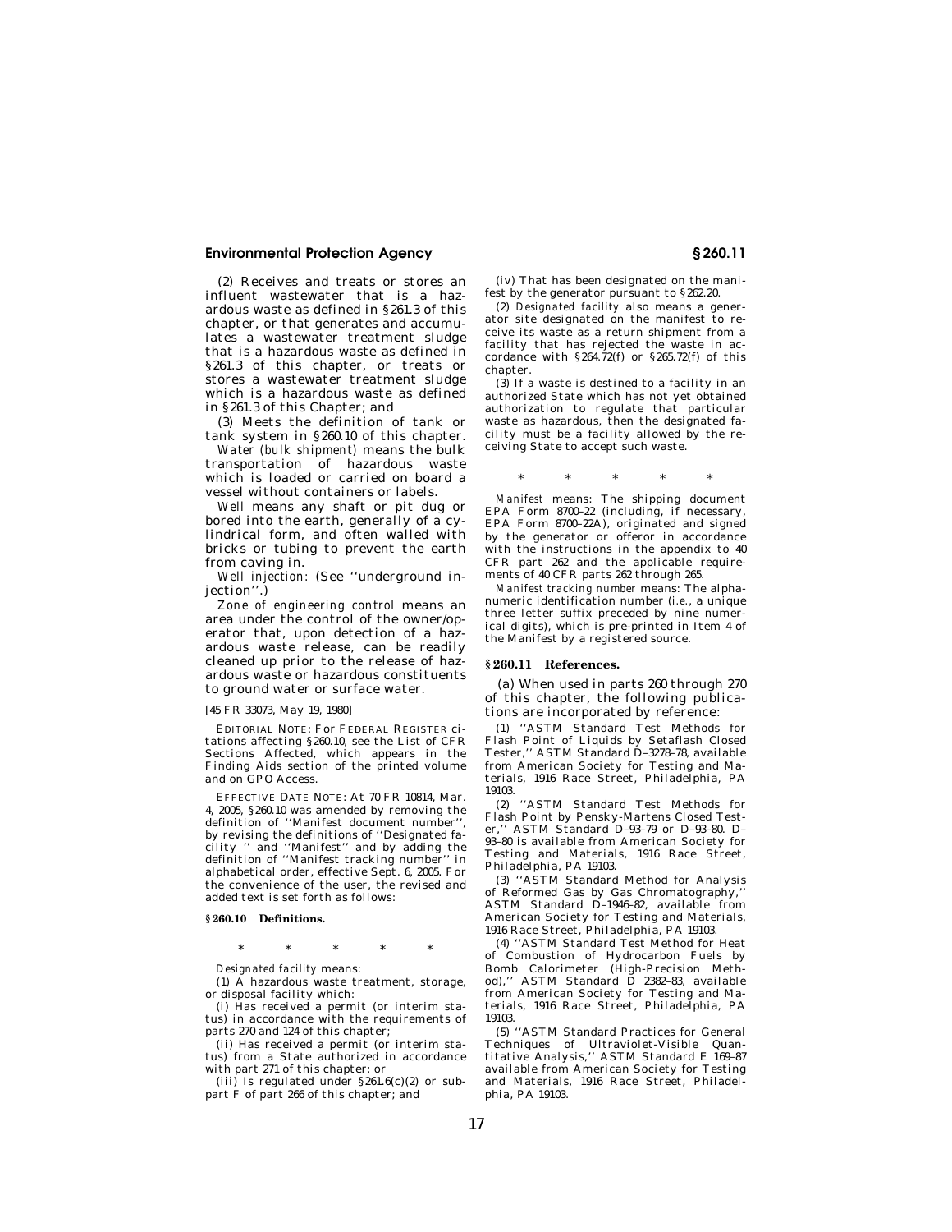(2) Receives and treats or stores an influent wastewater that is a hazardous waste as defined in §261.3 of this chapter, or that generates and accumulates a wastewater treatment sludge that is a hazardous waste as defined in §261.3 of this chapter, or treats or stores a wastewater treatment sludge which is a hazardous waste as defined in §261.3 of this Chapter; and

(3) Meets the definition of tank or tank system in §260.10 of this chapter.

*Water (bulk shipment)* means the bulk transportation of hazardous waste which is loaded or carried on board a vessel without containers or labels.

*Well* means any shaft or pit dug or bored into the earth, generally of a cylindrical form, and often walled with bricks or tubing to prevent the earth from caving in.

*Well injection:* (See ''underground injection''.)

*Zone of engineering control* means an area under the control of the owner/operator that, upon detection of a hazardous waste release, can be readily cleaned up prior to the release of hazardous waste or hazardous constituents to ground water or surface water.

[45 FR 33073, May 19, 1980]

EDITORIAL NOTE: For FEDERAL REGISTER citations affecting §260.10, see the List of CFR Sections Affected, which appears in the Finding Aids section of the printed volume and on GPO Access.

EFFECTIVE DATE NOTE: At 70 FR 10814, Mar. 4, 2005, §260.10 was amended by removing the definition of ''Manifest document number'', by revising the definitions of ''Designated facility '' and ''Manifest'' and by adding the definition of ''Manifest tracking number'' in alphabetical order, effective Sept. 6, 2005. For the convenience of the user, the revised and added text is set forth as follows:

**§260.10 Definitions.**

\* \* \* \* \*

*Designated facility* means:

(1) A hazardous waste treatment, storage, or disposal facility which:

(i) Has received a permit (or interim status) in accordance with the requirements of parts 270 and 124 of this chapter;

(ii) Has received a permit (or interim status) from a State authorized in accordance with part 271 of this chapter; or

(iii) Is regulated under §261.6(c)(2) or subpart F of part 266 of this chapter; and

(iv) That has been designated on the manifest by the generator pursuant to §262.20.

(2) *Designated facility* also means a generator site designated on the manifest to receive its waste as a return shipment from a facility that has rejected the waste in accordance with §264.72(f) or §265.72(f) of this chapter.

(3) If a waste is destined to a facility in an authorized State which has not yet obtained authorization to regulate that particular waste as hazardous, then the designated facility must be a facility allowed by the receiving State to accept such waste.

\* \* \* \* \*

*Manifest* means: The shipping document EPA Form 8700–22 (including, if necessary, EPA Form 8700–22A), originated and signed by the generator or offeror in accordance with the instructions in the appendix to 40 CFR part 262 and the applicable requirements of 40 CFR parts 262 through 265.

*Manifest tracking number* means: The alphanumeric identification number (*i.e.*, a unique three letter suffix preceded by nine numerical digits), which is pre-printed in Item 4 of the Manifest by a registered source.

## §260.11 References.

(a) When used in parts 260 through 270 of this chapter, the following publications are incorporated by reference:

(1) ''ASTM Standard Test Methods for Flash Point of Liquids by Setaflash Closed Tester,'' ASTM Standard D–3278–78, available from American Society for Testing and Materials, 1916 Race Street, Philadelphia, PA 19103.

(2) ''ASTM Standard Test Methods for Flash Point by Pensky-Martens Closed Tester,'' ASTM Standard D–93–79 or D–93–80. D–93–80 is available from American Society for Testing and Materials, 1916 Race Street, Philadelphia, PA 19103.

(3) ''ASTM Standard Method for Analysis of Reformed Gas by Gas Chromatography,'' ASTM Standard D–1946–82, available from American Society for Testing and Materials, 1916 Race Street, Philadelphia, PA 19103.

(4) ''ASTM Standard Test Method for Heat of Combustion of Hydrocarbon Fuels by Bomb Calorimeter (High-Precision Method),'' ASTM Standard D 2382–83, available from American Society for Testing and Materials, 1916 Race Street, Philadelphia, PA 19103.

(5) ''ASTM Standard Practices for General Techniques of Ultraviolet-Visible Quantitative Analysis,'' ASTM Standard E 169–87 available from American Society for Testing and Materials, 1916 Race Street, Philadelphia, PA 19103.